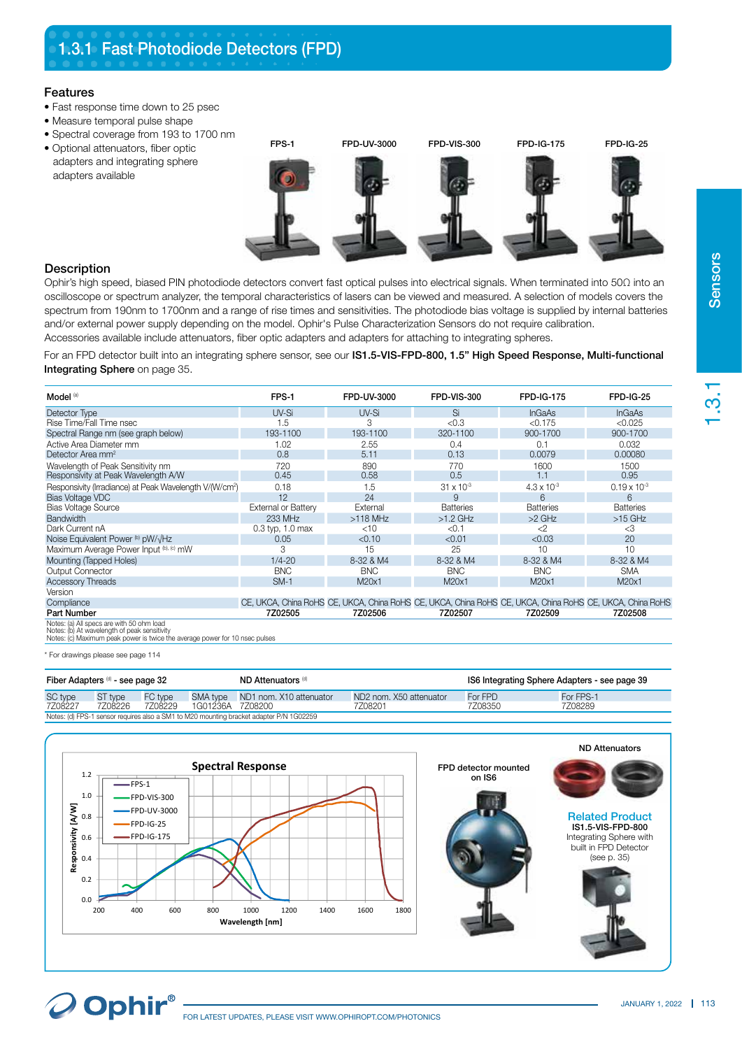# 1.3.1 Fast Photodiode Detectors (FPD)

## Features

- Fast response time down to 25 psec
- Measure temporal pulse shape
- Spectral coverage from 193 to 1700 nm
- Optional attenuators, fiber optic adapters and integrating sphere adapters available

FPS-1 | FPD-UV-3000 | FPD-VIS-300 | FPD-IG-175 | FPD-IG-25

## Description

Ophir's high speed, biased PIN photodiode detectors convert fast optical pulses into electrical signals. When terminated into 50Ω into an oscilloscope or spectrum analyzer, the temporal characteristics of lasers can be viewed and measured. A selection of models covers the spectrum from 190nm to 1700nm and a range of rise times and sensitivities. The photodiode bias voltage is supplied by internal batteries and/or external power supply depending on the model. Ophir's Pulse Characterization Sensors do not require calibration.
Accessories available include attenuators, fiber optic adapters and adapters for attaching to integrating spheres.

For an FPD detector built into an integrating sphere sensor, see our **IS1.5-VIS-FPD-800, 1.5" High Speed Response, Multi-functional Integrating Sphere** on page 35.

| Model [a] | FPS-1 | FPD-UV-3000 | FPD-VIS-300 | FPD-IG-175 | FPD-IG-25 |
|---|---|---|---|---|---|
| Detector Type | UV-Si | UV-Si | Si | InGaAs | InGaAs |
| Rise Time/Fall Time nsec | 1.5 | 3 | <0.3 | <0.175 | <0.025 |
| Spectral Range nm (see graph below) | 193-1100 | 193-1100 | 320-1100 | 900-1700 | 900-1700 |
| Active Area Diameter mm | 1.02 | 2.55 | 0.4 | 0.1 | 0.032 |
| Detector Area mm² | 0.8 | 5.11 | 0.13 | 0.0079 | 0.00080 |
| Wavelength of Peak Sensitivity nm | 720 | 890 | 770 | 1600 | 1500 |
| Responsivity at Peak Wavelength A/W | 0.45 | 0.58 | 0.5 | 1.1 | 0.95 |
| Responsivity (Irradiance) at Peak Wavelength V/(W/cm²) | 0.18 | 1.5 | $31 \times 10^{-3}$ | $4.3 \times 10^{-3}$ | $0.19 \times 10^{-3}$ |
| Bias Voltage VDC | 12 | 24 | 9 | 6 | 6 |
| Bias Voltage Source | External or Battery | External | Batteries | Batteries | Batteries |
| Bandwidth | 233 MHz | >118 MHz | >1.2 GHz | >2 GHz | >15 GHz |
| Dark Current nA | 0.3 typ, 1.0 max | <10 | <0.1 | <2 | <3 |
| Noise Equivalent Power [b] pW/√Hz | 0.05 | <0.10 | <0.01 | <0.03 | 20 |
| Maximum Average Power Input [b], [c] mW | 3 | 15 | 25 | 10 | 10 |
| Mounting (Tapped Holes) | 1/4-20 | 8-32 & M4 | 8-32 & M4 | 8-32 & M4 | 8-32 & M4 |
| Output Connector | BNC | BNC | BNC | BNC | SMA |
| Accessory Threads | SM-1 | M20x1 | M20x1 | M20x1 | M20x1 |
| Version | | | | | |
| Compliance | CE, UKCA, China RoHS | CE, UKCA, China RoHS | CE, UKCA, China RoHS | CE, UKCA, China RoHS | CE, UKCA, China RoHS |
| **Part Number** | **7Z02505** | **7Z02506** | **7Z02507** | **7Z02509** | **7Z02508** |

Notes: (a) All specs are with 50 ohm load
Notes: (b) At wavelength of peak sensitivity
Notes: (c) Maximum peak power is twice the average power for 10 nsec pulses

* For drawings please see page 114

| Fiber Adapters [d] - see page 32 | | | | ND Attenuators [d] | | IS6 Integrating Sphere Adapters - see page 39 | |
|---|---|---|---|---|---|---|---|
| SC type | ST type | FC type | SMA type | ND1 nom. X10 attenuator | ND2 nom. X50 attenuator | For FPD | For FPS-1 |
| 7Z08227 | 7Z08226 | 7Z08229 | 1G01236A | 7Z08200 | 7Z08201 | 7Z08350 | 7Z08289 |

Notes: (d) FPS-1 sensor requires also a SM1 to M20 mounting bracket adapter P/N 1G02259

**Spectral Response**

Responsivity [A/W] vs. Wavelength [nm] — FPS-1, FPD-VIS-300, FPD-UV-3000, FPD-IG-25, FPD-IG-175

FPD detector mounted on IS6

ND Attenuators

**Related Product**
**IS1.5-VIS-FPD-800**
Integrating Sphere with built in FPD Detector
(see p. 35)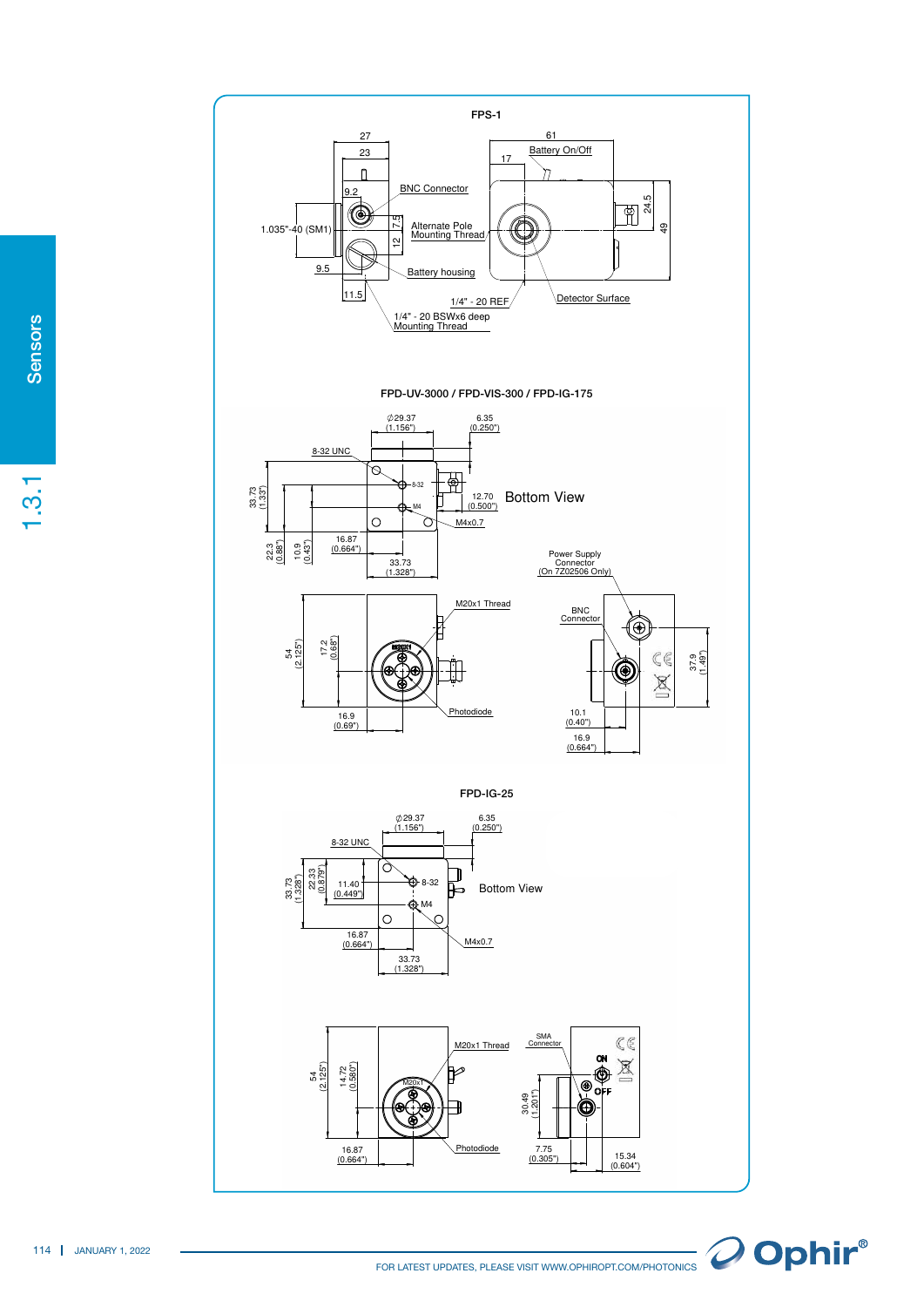## FPS-1

27
23
9.2
BNC Connector
1.035"-40 (SM1)
7.5
12
Alternate Pole Mounting Thread
9.5
Battery housing
11.5
1/4" - 20 BSWx6 deep Mounting Thread
1/4" - 20 REF
61
17
Battery On/Off
24.5
49
Detector Surface

## FPD-UV-3000 / FPD-VIS-300 / FPD-IG-175

∅29.37 (1.156")
6.35 (0.250")
8-32 UNC
8-32
M4
33.73 (1.33")
22.3 (0.88")
10.9 (0.43")
12.70 (0.500")
M4x0.7
16.87 (0.664")
33.73 (1.328")
Bottom View
Power Supply Connector (On 7Z02506 Only)
M20x1 Thread
54 (2.125")
17.2 (0.68")
M20x1
Photodiode
16.9 (0.69")
BNC Connector
37.9 (1.49")
10.1 (0.40")
16.9 (0.664")

## FPD-IG-25

∅29.37 (1.156")
6.35 (0.250")
8-32 UNC
8-32
M4
33.73 (1.328")
22.33 (0.879")
11.40 (0.449")
16.87 (0.664")
33.73 (1.328")
M4x0.7
Bottom View
M20x1 Thread
54 (2.125")
14.72 (0.580")
M20x1
Photodiode
16.87 (0.664")
SMA Connector
ON
OFF
30.49 (1.201")
7.75 (0.305")
15.34 (0.604")

FOR LATEST UPDATES, PLEASE VISIT WWW.OPHIROPT.COM/PHOTONICS